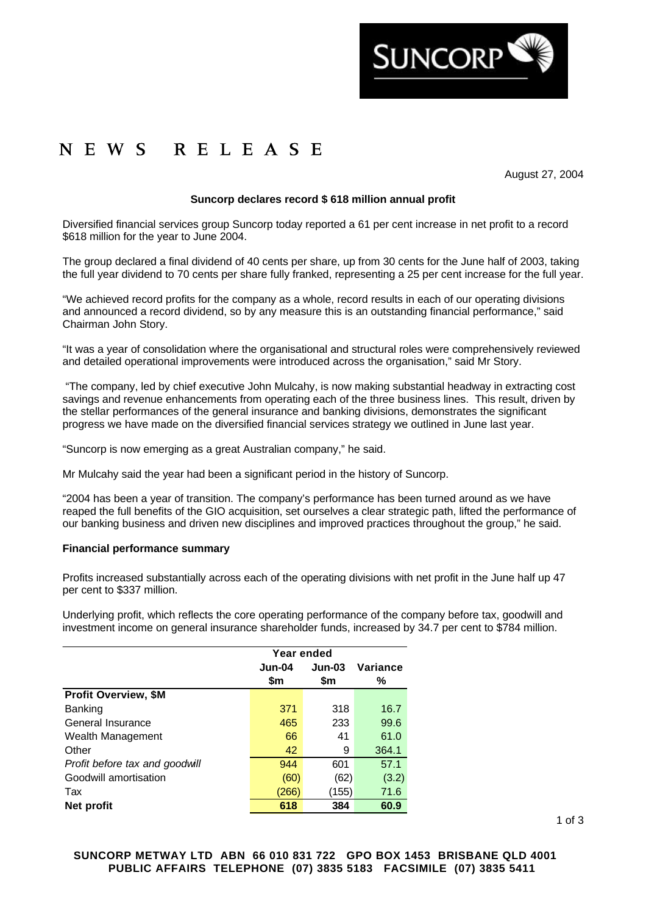SUNCORP

# NEWS RELEASE

August 27, 2004

**Suncorp declares record $ 618 million annual profit**

Diversified financial services group Suncorp today reported a 61 per cent increase in net profit to a record $618 million for the year to June 2004.

The group declared a final dividend of 40 cents per share, up from 30 cents for the June half of 2003, taking the full year dividend to 70 cents per share fully franked, representing a 25 per cent increase for the full year.

"We achieved record profits for the company as a whole, record results in each of our operating divisions and announced a record dividend, so by any measure this is an outstanding financial performance," said Chairman John Story.

"It was a year of consolidation where the organisational and structural roles were comprehensively reviewed and detailed operational improvements were introduced across the organisation," said Mr Story.

"The company, led by chief executive John Mulcahy, is now making substantial headway in extracting cost savings and revenue enhancements from operating each of the three business lines. This result, driven by the stellar performances of the general insurance and banking divisions, demonstrates the significant progress we have made on the diversified financial services strategy we outlined in June last year.

"Suncorp is now emerging as a great Australian company," he said.

Mr Mulcahy said the year had been a significant period in the history of Suncorp.

"2004 has been a year of transition. The company's performance has been turned around as we have reaped the full benefits of the GIO acquisition, set ourselves a clear strategic path, lifted the performance of our banking business and driven new disciplines and improved practices throughout the group," he said.

**Financial performance summary**

Profits increased substantially across each of the operating divisions with net profit in the June half up 47 per cent to $337 million.

Underlying profit, which reflects the core operating performance of the company before tax, goodwill and investment income on general insurance shareholder funds, increased by 34.7 per cent to $784 million.

| | Year ended | | |
|---|---|---|---|
| | Jun-04<br>$m | Jun-03<br>$m | Variance<br>% |
| **Profit Overview, $M** | | | |
| Banking | 371 | 318 | 16.7 |
| General Insurance | 465 | 233 | 99.6 |
| Wealth Management | 66 | 41 | 61.0 |
| Other | 42 | 9 | 364.1 |
| *Profit before tax and goodwill* | 944 | 601 | 57.1 |
| Goodwill amortisation | (60) | (62) | (3.2) |
| Tax | (266) | (155) | 71.6 |
| **Net profit** | **618** | **384** | **60.9** |

**SUNCORP METWAY LTD ABN 66 010 831 722 GPO BOX 1453 BRISBANE QLD 4001**
**PUBLIC AFFAIRS TELEPHONE (07) 3835 5183 FACSIMILE (07) 3835 5411**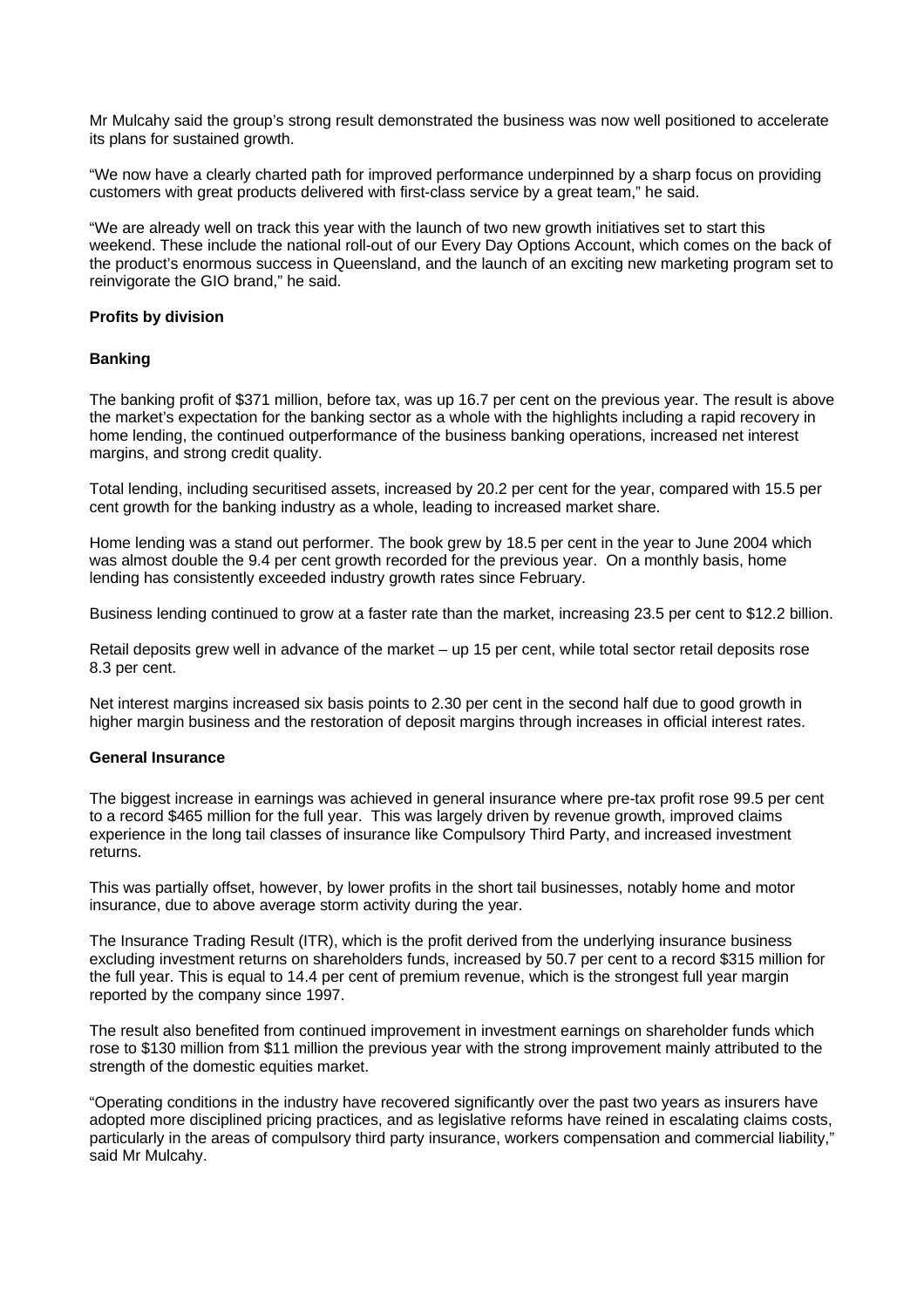Mr Mulcahy said the group's strong result demonstrated the business was now well positioned to accelerate its plans for sustained growth.

"We now have a clearly charted path for improved performance underpinned by a sharp focus on providing customers with great products delivered with first-class service by a great team," he said.

"We are already well on track this year with the launch of two new growth initiatives set to start this weekend. These include the national roll-out of our Every Day Options Account, which comes on the back of the product's enormous success in Queensland, and the launch of an exciting new marketing program set to reinvigorate the GIO brand," he said.

**Profits by division**

**Banking**

The banking profit of $371 million, before tax, was up 16.7 per cent on the previous year. The result is above the market's expectation for the banking sector as a whole with the highlights including a rapid recovery in home lending, the continued outperformance of the business banking operations, increased net interest margins, and strong credit quality.

Total lending, including securitised assets, increased by 20.2 per cent for the year, compared with 15.5 per cent growth for the banking industry as a whole, leading to increased market share.

Home lending was a stand out performer. The book grew by 18.5 per cent in the year to June 2004 which was almost double the 9.4 per cent growth recorded for the previous year. On a monthly basis, home lending has consistently exceeded industry growth rates since February.

Business lending continued to grow at a faster rate than the market, increasing 23.5 per cent to $12.2 billion.

Retail deposits grew well in advance of the market – up 15 per cent, while total sector retail deposits rose 8.3 per cent.

Net interest margins increased six basis points to 2.30 per cent in the second half due to good growth in higher margin business and the restoration of deposit margins through increases in official interest rates.

**General Insurance**

The biggest increase in earnings was achieved in general insurance where pre-tax profit rose 99.5 per cent to a record $465 million for the full year. This was largely driven by revenue growth, improved claims experience in the long tail classes of insurance like Compulsory Third Party, and increased investment returns.

This was partially offset, however, by lower profits in the short tail businesses, notably home and motor insurance, due to above average storm activity during the year.

The Insurance Trading Result (ITR), which is the profit derived from the underlying insurance business excluding investment returns on shareholders funds, increased by 50.7 per cent to a record $315 million for the full year. This is equal to 14.4 per cent of premium revenue, which is the strongest full year margin reported by the company since 1997.

The result also benefited from continued improvement in investment earnings on shareholder funds which rose to $130 million from $11 million the previous year with the strong improvement mainly attributed to the strength of the domestic equities market.

"Operating conditions in the industry have recovered significantly over the past two years as insurers have adopted more disciplined pricing practices, and as legislative reforms have reined in escalating claims costs, particularly in the areas of compulsory third party insurance, workers compensation and commercial liability," said Mr Mulcahy.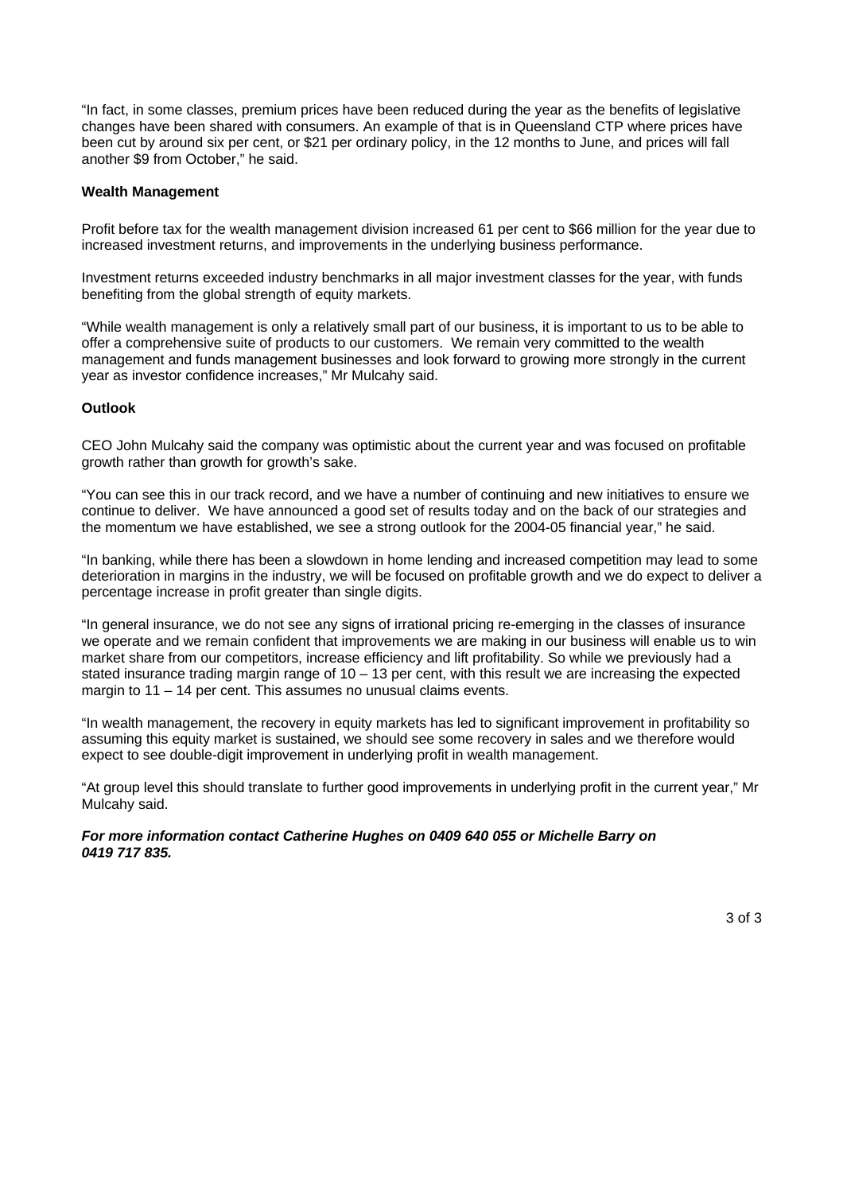"In fact, in some classes, premium prices have been reduced during the year as the benefits of legislative changes have been shared with consumers. An example of that is in Queensland CTP where prices have been cut by around six per cent, or $21 per ordinary policy, in the 12 months to June, and prices will fall another $9 from October," he said.

**Wealth Management**

Profit before tax for the wealth management division increased 61 per cent to $66 million for the year due to increased investment returns, and improvements in the underlying business performance.

Investment returns exceeded industry benchmarks in all major investment classes for the year, with funds benefiting from the global strength of equity markets.

"While wealth management is only a relatively small part of our business, it is important to us to be able to offer a comprehensive suite of products to our customers. We remain very committed to the wealth management and funds management businesses and look forward to growing more strongly in the current year as investor confidence increases," Mr Mulcahy said.

**Outlook**

CEO John Mulcahy said the company was optimistic about the current year and was focused on profitable growth rather than growth for growth's sake.

"You can see this in our track record, and we have a number of continuing and new initiatives to ensure we continue to deliver. We have announced a good set of results today and on the back of our strategies and the momentum we have established, we see a strong outlook for the 2004-05 financial year," he said.

"In banking, while there has been a slowdown in home lending and increased competition may lead to some deterioration in margins in the industry, we will be focused on profitable growth and we do expect to deliver a percentage increase in profit greater than single digits.

"In general insurance, we do not see any signs of irrational pricing re-emerging in the classes of insurance we operate and we remain confident that improvements we are making in our business will enable us to win market share from our competitors, increase efficiency and lift profitability. So while we previously had a stated insurance trading margin range of 10 – 13 per cent, with this result we are increasing the expected margin to 11 – 14 per cent. This assumes no unusual claims events.

"In wealth management, the recovery in equity markets has led to significant improvement in profitability so assuming this equity market is sustained, we should see some recovery in sales and we therefore would expect to see double-digit improvement in underlying profit in wealth management.

"At group level this should translate to further good improvements in underlying profit in the current year," Mr Mulcahy said.

***For more information contact Catherine Hughes on 0409 640 055 or Michelle Barry on 0419 717 835.***